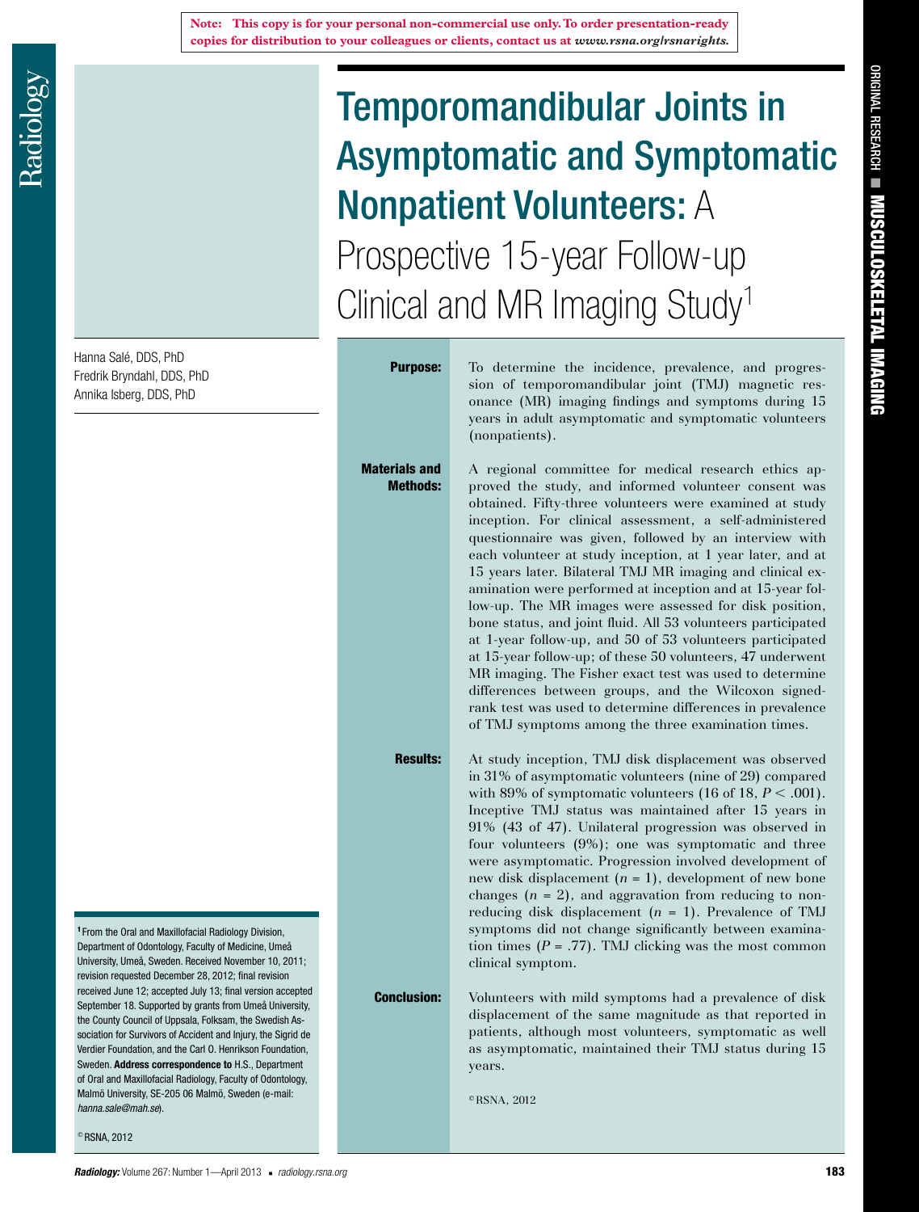Note: This copy is for your personal non-commercial use only. To order presentation-ready copies for distribution to your colleagues or clients, contact us at www.rsna.org/rsnarights.

ORIGINAL RESEARCH ■ MUSCULOSKELETAL IMAGING

# Temporomandibular Joints in Asymptomatic and Symptomatic Nonpatient Volunteers: A Prospective 15-year Follow-up Clinical and MR Imaging Study[1]

Hanna Salé, DDS, PhD
Fredrik Bryndahl, DDS, PhD
Annika Isberg, DDS, PhD

**Purpose:** To determine the incidence, prevalence, and progression of temporomandibular joint (TMJ) magnetic resonance (MR) imaging findings and symptoms during 15 years in adult asymptomatic and symptomatic volunteers (nonpatients).

**Materials and Methods:** A regional committee for medical research ethics approved the study, and informed volunteer consent was obtained. Fifty-three volunteers were examined at study inception. For clinical assessment, a self-administered questionnaire was given, followed by an interview with each volunteer at study inception, at 1 year later, and at 15 years later. Bilateral TMJ MR imaging and clinical examination were performed at inception and at 15-year follow-up. The MR images were assessed for disk position, bone status, and joint fluid. All 53 volunteers participated at 1-year follow-up, and 50 of 53 volunteers participated at 15-year follow-up; of these 50 volunteers, 47 underwent MR imaging. The Fisher exact test was used to determine differences between groups, and the Wilcoxon signed-rank test was used to determine differences in prevalence of TMJ symptoms among the three examination times.

**Results:** At study inception, TMJ disk displacement was observed in 31% of asymptomatic volunteers (nine of 29) compared with 89% of symptomatic volunteers (16 of 18, $P < .001$). Inceptive TMJ status was maintained after 15 years in 91% (43 of 47). Unilateral progression was observed in four volunteers (9%); one was symptomatic and three were asymptomatic. Progression involved development of new disk displacement ($n = 1$), development of new bone changes ($n = 2$), and aggravation from reducing to nonreducing disk displacement ($n = 1$). Prevalence of TMJ symptoms did not change significantly between examination times ($P = .77$). TMJ clicking was the most common clinical symptom.

**Conclusion:** Volunteers with mild symptoms had a prevalence of disk displacement of the same magnitude as that reported in patients, although most volunteers, symptomatic as well as asymptomatic, maintained their TMJ status during 15 years.

©RSNA, 2012

[1] From the Oral and Maxillofacial Radiology Division, Department of Odontology, Faculty of Medicine, Umeå University, Umeå, Sweden. Received November 10, 2011; revision requested December 28, 2012; final revision received June 12; accepted July 13; final version accepted September 18. Supported by grants from Umeå University, the County Council of Uppsala, Folksam, the Swedish Association for Survivors of Accident and Injury, the Sigrid de Verdier Foundation, and the Carl O. Henrikson Foundation, Sweden. **Address correspondence to** H.S., Department of Oral and Maxillofacial Radiology, Faculty of Odontology, Malmö University, SE-205 06 Malmö, Sweden (e-mail: *hanna.sale@mah.se*).

© RSNA, 2012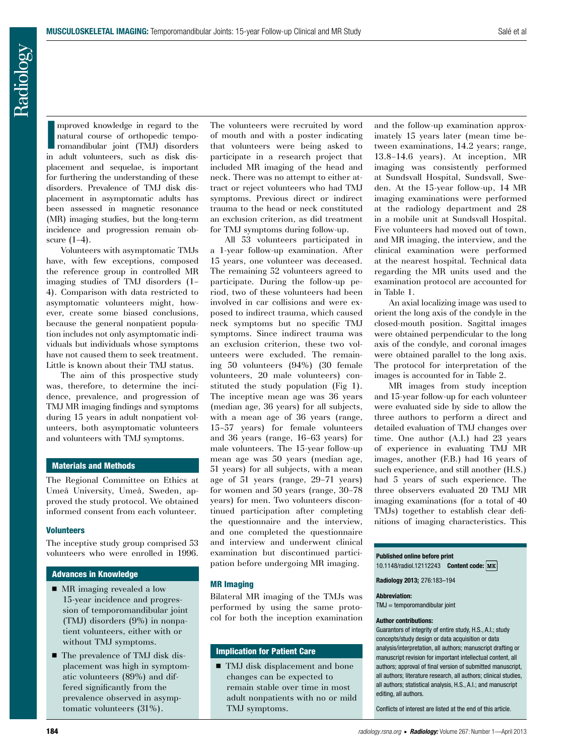Improved knowledge in regard to the natural course of orthopedic temporomandibular joint (TMJ) disorders in adult volunteers, such as disk displacement and sequelae, is important for furthering the understanding of these disorders. Prevalence of TMJ disk displacement in asymptomatic adults has been assessed in magnetic resonance (MR) imaging studies, but the long-term incidence and progression remain obscure (1–4).

Volunteers with asymptomatic TMJs have, with few exceptions, composed the reference group in controlled MR imaging studies of TMJ disorders (1–4). Comparison with data restricted to asymptomatic volunteers might, however, create some biased conclusions, because the general nonpatient population includes not only asymptomatic individuals but individuals whose symptoms have not caused them to seek treatment. Little is known about their TMJ status.

The aim of this prospective study was, therefore, to determine the incidence, prevalence, and progression of TMJ MR imaging findings and symptoms during 15 years in adult nonpatient volunteers, both asymptomatic volunteers and volunteers with TMJ symptoms.

## Materials and Methods

The Regional Committee on Ethics at Umeå University, Umeå, Sweden, approved the study protocol. We obtained informed consent from each volunteer.

### Volunteers

The inceptive study group comprised 53 volunteers who were enrolled in 1996. The volunteers were recruited by word of mouth and with a poster indicating that volunteers were being asked to participate in a research project that included MR imaging of the head and neck. There was no attempt to either attract or reject volunteers who had TMJ symptoms. Previous direct or indirect trauma to the head or neck constituted an exclusion criterion, as did treatment for TMJ symptoms during follow-up.

All 53 volunteers participated in a 1-year follow-up examination. After 15 years, one volunteer was deceased. The remaining 52 volunteers agreed to participate. During the follow-up period, two of these volunteers had been involved in car collisions and were exposed to indirect trauma, which caused neck symptoms but no specific TMJ symptoms. Since indirect trauma was an exclusion criterion, these two volunteers were excluded. The remaining 50 volunteers (94%) (30 female volunteers, 20 male volunteers) constituted the study population (Fig 1). The inceptive mean age was 36 years (median age, 36 years) for all subjects, with a mean age of 36 years (range, 15–57 years) for female volunteers and 36 years (range, 16–63 years) for male volunteers. The 15-year follow-up mean age was 50 years (median age, 51 years) for all subjects, with a mean age of 51 years (range, 29–71 years) for women and 50 years (range, 30–78 years) for men. Two volunteers discontinued participation after completing the questionnaire and the interview, and one completed the questionnaire and interview and underwent clinical examination but discontinued participation before undergoing MR imaging.

### MR Imaging

Bilateral MR imaging of the TMJs was performed by using the same protocol for both the inception examination and the follow-up examination approximately 15 years later (mean time between examinations, 14.2 years; range, 13.8–14.6 years). At inception, MR imaging was consistently performed at Sundsvall Hospital, Sundsvall, Sweden. At the 15-year follow-up, 14 MR imaging examinations were performed at the radiology department and 28 in a mobile unit at Sundsvall Hospital. Five volunteers had moved out of town, and MR imaging, the interview, and the clinical examination were performed at the nearest hospital. Technical data regarding the MR units used and the examination protocol are accounted for in Table 1.

An axial localizing image was used to orient the long axis of the condyle in the closed-mouth position. Sagittal images were obtained perpendicular to the long axis of the condyle, and coronal images were obtained parallel to the long axis. The protocol for interpretation of the images is accounted for in Table 2.

MR images from study inception and 15-year follow-up for each volunteer were evaluated side by side to allow the three authors to perform a direct and detailed evaluation of TMJ changes over time. One author (A.I.) had 23 years of experience in evaluating TMJ MR images, another (F.B.) had 16 years of such experience, and still another (H.S.) had 5 years of such experience. The three observers evaluated 20 TMJ MR imaging examinations (for a total of 40 TMJs) together to establish clear definitions of imaging characteristics. This

## Advances in Knowledge

- MR imaging revealed a low 15-year incidence and progression of temporomandibular joint (TMJ) disorders (9%) in nonpatient volunteers, either with or without TMJ symptoms.
- The prevalence of TMJ disk displacement was high in symptomatic volunteers (89%) and differed significantly from the prevalence observed in asymptomatic volunteers (31%).

## Implication for Patient Care

- TMJ disk displacement and bone changes can be expected to remain stable over time in most adult nonpatients with no or mild TMJ symptoms.

**Published online before print**
10.1148/radiol.12112243 **Content code:** MK

**Radiology 2013;** 276:183–194

**Abbreviation:**
TMJ = temporomandibular joint

**Author contributions:**
Guarantors of integrity of entire study, H.S., A.I.; study concepts/study design or data acquisition or data analysis/interpretation, all authors; manuscript drafting or manuscript revision for important intellectual content, all authors; approval of final version of submitted manuscript, all authors; literature research, all authors; clinical studies, all authors; statistical analysis, H.S., A.I.; and manuscript editing, all authors.

Conflicts of interest are listed at the end of this article.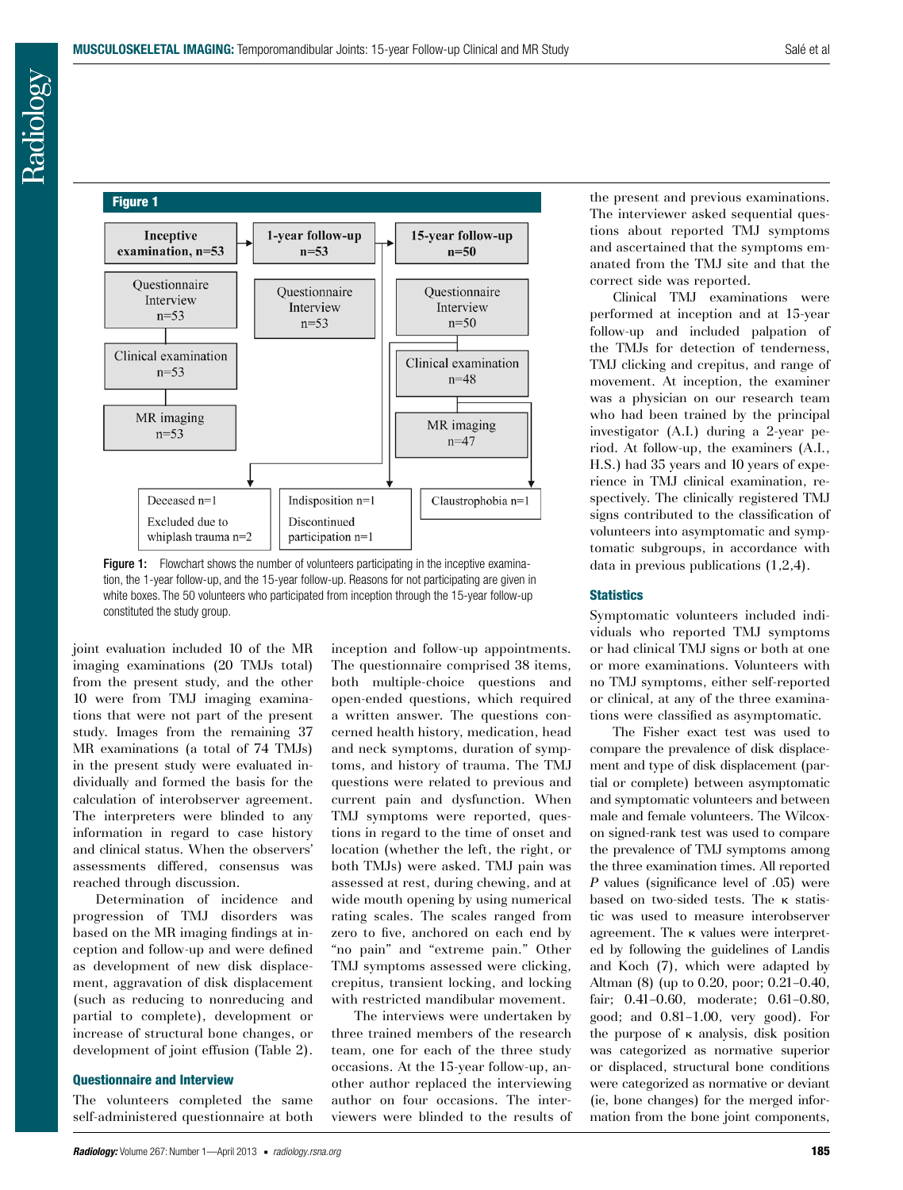**Figure 1**

| Inceptive examination, n=53 | 1-year follow-up n=53 | 15-year follow-up n=50 |
|---|---|---|
| Questionnaire Interview n=53 | Questionnaire Interview n=53 | Questionnaire Interview n=50 |
| Clinical examination n=53 | | Clinical examination n=48 |
| MR imaging n=53 | | MR imaging n=47 |
| Deceased n=1; Excluded due to whiplash trauma n=2 | Indisposition n=1; Discontinued participation n=1 | Claustrophobia n=1 |

Figure 1: Flowchart shows the number of volunteers participating in the inceptive examination, the 1-year follow-up, and the 15-year follow-up. Reasons for not participating are given in white boxes. The 50 volunteers who participated from inception through the 15-year follow-up constituted the study group.

joint evaluation included 10 of the MR imaging examinations (20 TMJs total) from the present study, and the other 10 were from TMJ imaging examinations that were not part of the present study. Images from the remaining 37 MR examinations (a total of 74 TMJs) in the present study were evaluated individually and formed the basis for the calculation of interobserver agreement. The interpreters were blinded to any information in regard to case history and clinical status. When the observers' assessments differed, consensus was reached through discussion.

Determination of incidence and progression of TMJ disorders was based on the MR imaging findings at inception and follow-up and were defined as development of new disk displacement, aggravation of disk displacement (such as reducing to nonreducing and partial to complete), development or increase of structural bone changes, or development of joint effusion (Table 2).

### Questionnaire and Interview

The volunteers completed the same self-administered questionnaire at both inception and follow-up appointments. The questionnaire comprised 38 items, both multiple-choice questions and open-ended questions, which required a written answer. The questions concerned health history, medication, head and neck symptoms, duration of symptoms, and history of trauma. The TMJ questions were related to previous and current pain and dysfunction. When TMJ symptoms were reported, questions in regard to the time of onset and location (whether the left, the right, or both TMJs) were asked. TMJ pain was assessed at rest, during chewing, and at wide mouth opening by using numerical rating scales. The scales ranged from zero to five, anchored on each end by "no pain" and "extreme pain." Other TMJ symptoms assessed were clicking, crepitus, transient locking, and locking with restricted mandibular movement.

The interviews were undertaken by three trained members of the research team, one for each of the three study occasions. At the 15-year follow-up, another author replaced the interviewing author on four occasions. The interviewers were blinded to the results of the present and previous examinations. The interviewer asked sequential questions about reported TMJ symptoms and ascertained that the symptoms emanated from the TMJ site and that the correct side was reported.

Clinical TMJ examinations were performed at inception and at 15-year follow-up and included palpation of the TMJs for detection of tenderness, TMJ clicking and crepitus, and range of movement. At inception, the examiner was a physician on our research team who had been trained by the principal investigator (A.I.) during a 2-year period. At follow-up, the examiners (A.I., H.S.) had 35 years and 10 years of experience in TMJ clinical examination, respectively. The clinically registered TMJ signs contributed to the classification of volunteers into asymptomatic and symptomatic subgroups, in accordance with data in previous publications (1,2,4).

### Statistics

Symptomatic volunteers included individuals who reported TMJ symptoms or had clinical TMJ signs or both at one or more examinations. Volunteers with no TMJ symptoms, either self-reported or clinical, at any of the three examinations were classified as asymptomatic.

The Fisher exact test was used to compare the prevalence of disk displacement and type of disk displacement (partial or complete) between asymptomatic and symptomatic volunteers and between male and female volunteers. The Wilcoxon signed-rank test was used to compare the prevalence of TMJ symptoms among the three examination times. All reported $P$ values (significance level of .05) were based on two-sided tests. The $\kappa$ statistic was used to measure interobserver agreement. The $\kappa$ values were interpreted by following the guidelines of Landis and Koch (7), which were adapted by Altman (8) (up to 0.20, poor; 0.21–0.40, fair; 0.41–0.60, moderate; 0.61–0.80, good; and 0.81–1.00, very good). For the purpose of $\kappa$ analysis, disk position was categorized as normative superior or displaced, structural bone conditions were categorized as normative or deviant (ie, bone changes) for the merged information from the bone joint components,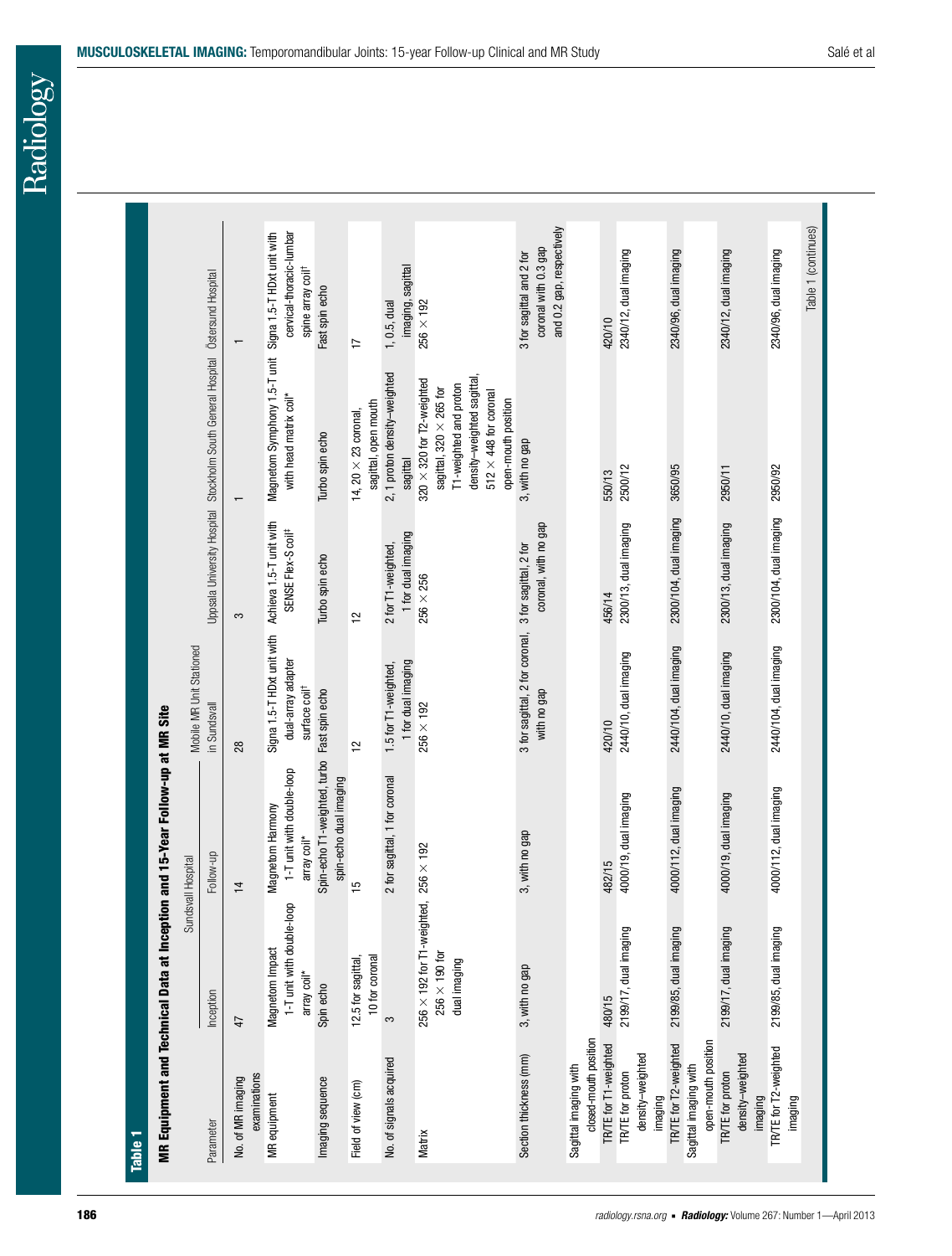**Table 1**

**MR Equipment and Technical Data at Inception and 15-Year Follow-up at MR Site**

| Parameter | Sundsvall Hospital | | Mobile MR Unit Stationed in Sundsvall | Uppsala University Hospital | Stockholm South General Hospital | Östersund Hospital |
|---|---|---|---|---|---|---|
| | Inception | Follow-up | | | | |
| No. of MR imaging examinations | 47 | 14 | 28 | 3 | 1 | 1 |
| MR equipment | Magnetom Impact 1-T unit with double-loop array coil* | Magnetom Harmony 1-T unit with double-loop array coil* | Signa 1.5-T HDxt unit with dual-array adapter surface coil† | Achieva 1.5-T unit with SENSE Flex-S coil‡ | Magnetom Symphony 1.5-T unit with head matrix coil* | Signa 1.5-T HDxt unit with cervical-thoracic-lumbar spine array coil† |
| Imaging sequence | Spin echo | Spin-echo T1-weighted, turbo spin-echo dual imaging | Fast spin echo | Turbo spin echo | Turbo spin echo | Fast spin echo |
| Field of view (cm) | 12.5 for sagittal, 10 for coronal | 15 | 12 | 12 | 14, 20 × 23 coronal, sagittal, open mouth | 17 |
| No. of signals acquired | 3 | 2 for sagittal, 1 for coronal | 1.5 for T1-weighted, 1 for dual imaging | 2 for T1-weighted, 1 for dual imaging | 2, 1 proton density–weighted sagittal | 1, 0.5, dual imaging, sagittal |
| Matrix | 256 × 192 for T1-weighted, 256 × 190 for dual imaging | 256 × 192 | 256 × 192 | 256 × 256 | 320 × 320 for T2-weighted sagittal, 320 × 265 for T1-weighted and proton density–weighted sagittal, 512 × 448 for coronal open-mouth positon | 256 × 192 |
| Section thickness (mm) | 3, with no gap | 3, with no gap | 3 for sagittal, 2 for coronal, with no gap | 3 for sagittal, 2 for coronal, with no gap | 3, with no gap | 3 for sagittal and 2 for coronal with 0.3 gap and 0.2 gap, respectively |
| Sagittal imaging with closed-mouth position | | | | | | |
| TR/TE for T1-weighted | 480/15 | 482/15 | 420/10 | 456/14 | 550/13 | 420/10 |
| TR/TE for proton density–weighted imaging | 2199/17, dual imaging | 4000/19, dual imaging | 2440/10, dual imaging | 2300/13, dual imaging | 2500/12 | 2340/12, dual imaging |
| TR/TE for T2-weighted | 2199/85, dual imaging | 4000/112, dual imaging | 2440/104, dual imaging | 2300/104, dual imaging | 3650/95 | 2340/96, dual imaging |
| Sagittal imaging with open-mouth position | | | | | | |
| TR/TE for proton density–weighted imaging | 2199/17, dual imaging | 4000/19, dual imaging | 2440/10, dual imaging | 2300/13, dual imaging | 2950/11 | 2340/12, dual imaging |
| TR/TE for T2-weighted imaging | 2199/85, dual imaging | 4000/112, dual imaging | 2440/104, dual imaging | 2300/104, dual imaging | 2950/92 | 2340/96, dual imaging |

Table 1 (continues)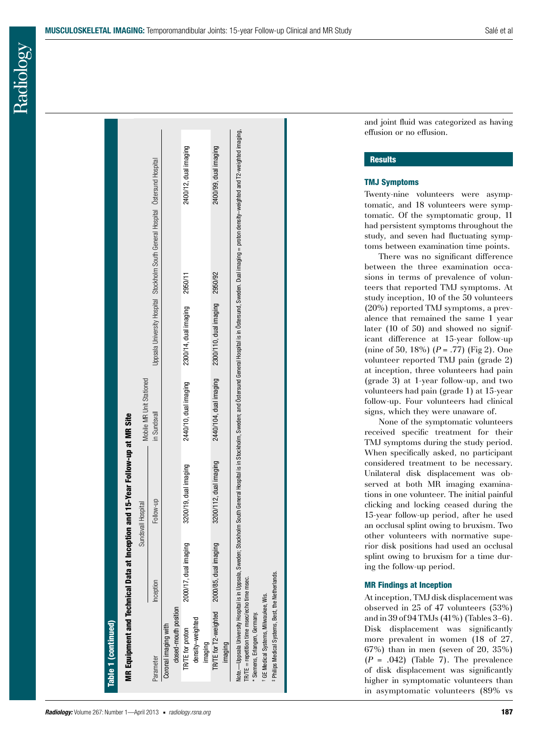**Table 1 (continued)**

**MR Equipment and Technical Data at Inception and 15-Year Follow-up at MR Site**

| Parameter | Sundsvall Hospital | | Mobile MR Unit Stationed in Sundsvall | Uppsala University Hospital | Stockholm South General Hospital | Östersund Hospital |
|---|---|---|---|---|---|---|
| | Inception | Follow-up | | | | |
| Coronal imaging with closed-mouth position | | | | | | |
| TR/TE for proton density–weighted imaging | 2000/17, dual imaging | 3200/19, dual imaging | 2440/10, dual imaging | 2300/14, dual imaging | 2950/11 | 2400/12, dual imaging |
| TR/TE for T2-weighted imaging | 2000/85, dual imaging | 3200/112, dual imaging | 2440/104, dual imaging | 2300/110, dual imaging | 2950/92 | 2400/99, dual imaging |

Note.—Uppsala University Hospital is in Uppsala, Sweden; Stockholm South General Hospital is in Stockholm, Sweden; and Östersund General Hospital is in Östersund, Sweden. Dual imaging = proton density–weighted and T2-weighted imaging, TR/TE = repetition time msec/echo time msec.

\* Siemens, Erlangen, Germany.

† GE Medical Systems, Milwaukee, Wis.

‡ Philips Medical Systems, Best, the Netherlands.

and joint fluid was categorized as having effusion or no effusion.

## Results

### TMJ Symptoms

Twenty-nine volunteers were asymptomatic, and 18 volunteers were symptomatic. Of the symptomatic group, 11 had persistent symptoms throughout the study, and seven had fluctuating symptoms between examination time points.

There was no significant difference between the three examination occasions in terms of prevalence of volunteers that reported TMJ symptoms. At study inception, 10 of the 50 volunteers (20%) reported TMJ symptoms, a prevalence that remained the same 1 year later (10 of 50) and showed no significant difference at 15-year follow-up (nine of 50, 18%) ($P = .77$) (Fig 2). One volunteer reported TMJ pain (grade 2) at inception, three volunteers had pain (grade 3) at 1-year follow-up, and two volunteers had pain (grade 1) at 15-year follow-up. Four volunteers had clinical signs, which they were unaware of.

None of the symptomatic volunteers received specific treatment for their TMJ symptoms during the study period. When specifically asked, no participant considered treatment to be necessary. Unilateral disk displacement was observed at both MR imaging examinations in one volunteer. The initial painful clicking and locking ceased during the 15-year follow-up period, after he used an occlusal splint owing to bruxism. Two other volunteers with normative superior disk positions had used an occlusal splint owing to bruxism for a time during the follow-up period.

### MR Findings at Inception

At inception, TMJ disk displacement was observed in 25 of 47 volunteers (53%) and in 39 of 94 TMJs (41%) (Tables 3–6). Disk displacement was significantly more prevalent in women (18 of 27, 67%) than in men (seven of 20, 35%) ($P = .042$) (Table 7). The prevalence of disk displacement was significantly higher in symptomatic volunteers than in asymptomatic volunteers (89% vs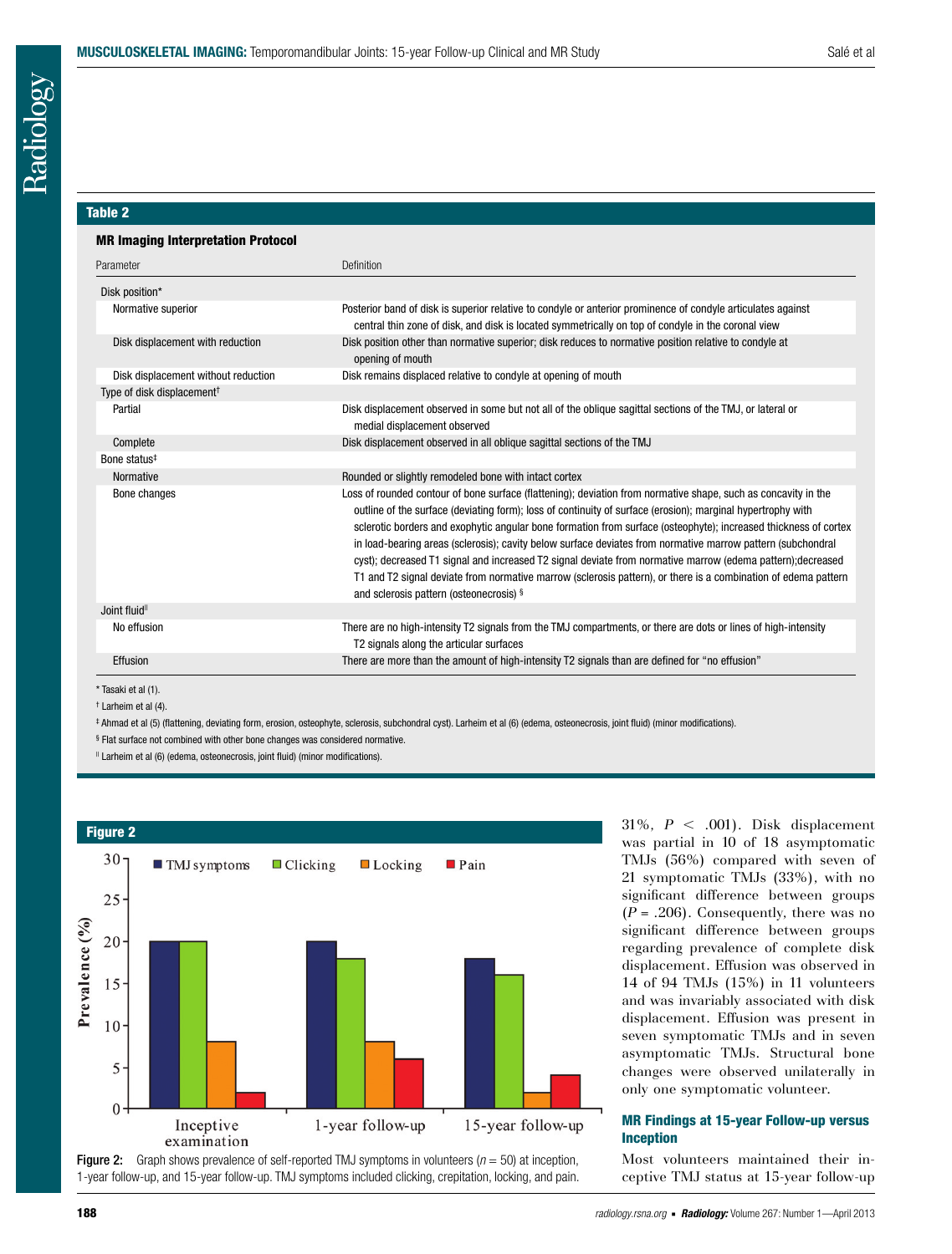## Table 2

**MR Imaging Interpretation Protocol**

| Parameter | Definition |
|---|---|
| Disk position* | |
| Normative superior | Posterior band of disk is superior relative to condyle or anterior prominence of condyle articulates against central thin zone of disk, and disk is located symmetrically on top of condyle in the coronal view |
| Disk displacement with reduction | Disk position other than normative superior; disk reduces to normative position relative to condyle at opening of mouth |
| Disk displacement without reduction | Disk remains displaced relative to condyle at opening of mouth |
| Type of disk displacement† | |
| Partial | Disk displacement observed in some but not all of the oblique sagittal sections of the TMJ, or lateral or medial displacement observed |
| Complete | Disk displacement observed in all oblique sagittal sections of the TMJ |
| Bone status‡ | |
| Normative | Rounded or slightly remodeled bone with intact cortex |
| Bone changes | Loss of rounded contour of bone surface (flattening); deviation from normative shape, such as concavity in the outline of the surface (deviating form); loss of continuity of surface (erosion); marginal hypertrophy with sclerotic borders and exophytic angular bone formation from surface (osteophyte); increased thickness of cortex in load-bearing areas (sclerosis); cavity below surface deviates from normative marrow pattern (subchondral cyst); decreased T1 signal and increased T2 signal deviate from normative marrow (edema pattern);decreased T1 and T2 signal deviate from normative marrow (sclerosis pattern), or there is a combination of edema pattern and sclerosis pattern (osteonecrosis) § |
| Joint fluid‖ | |
| No effusion | There are no high-intensity T2 signals from the TMJ compartments, or there are dots or lines of high-intensity T2 signals along the articular surfaces |
| Effusion | There are more than the amount of high-intensity T2 signals than are defined for "no effusion" |

\* Tasaki et al (1).

† Larheim et al (4).

‡ Ahmad et al (5) (flattening, deviating form, erosion, osteophyte, sclerosis, subchondral cyst). Larheim et al (6) (edema, osteonecrosis, joint fluid) (minor modifications).

§ Flat surface not combined with other bone changes was considered normative.

‖ Larheim et al (6) (edema, osteonecrosis, joint fluid) (minor modifications).

## Figure 2

| | TMJ symptoms | Clicking | Locking | Pain |
|---|---|---|---|---|
| Inceptive examination | 20 | 20 | 8 | 2 |
| 1-year follow-up | 20 | 18 | 8 | 6 |
| 15-year follow-up | 18 | 16 | 2 | 4 |

Figure 2: Graph shows prevalence of self-reported TMJ symptoms in volunteers ($n$ = 50) at inception, 1-year follow-up, and 15-year follow-up. TMJ symptoms included clicking, crepitation, locking, and pain.

31%, $P$ < .001). Disk displacement was partial in 10 of 18 asymptomatic TMJs (56%) compared with seven of 21 symptomatic TMJs (33%), with no significant difference between groups ($P$ = .206). Consequently, there was no significant difference between groups regarding prevalence of complete disk displacement. Effusion was observed in 14 of 94 TMJs (15%) in 11 volunteers and was invariably associated with disk displacement. Effusion was present in seven symptomatic TMJs and in seven asymptomatic TMJs. Structural bone changes were observed unilaterally in only one symptomatic volunteer.

### MR Findings at 15-year Follow-up versus Inception

Most volunteers maintained their inceptive TMJ status at 15-year follow-up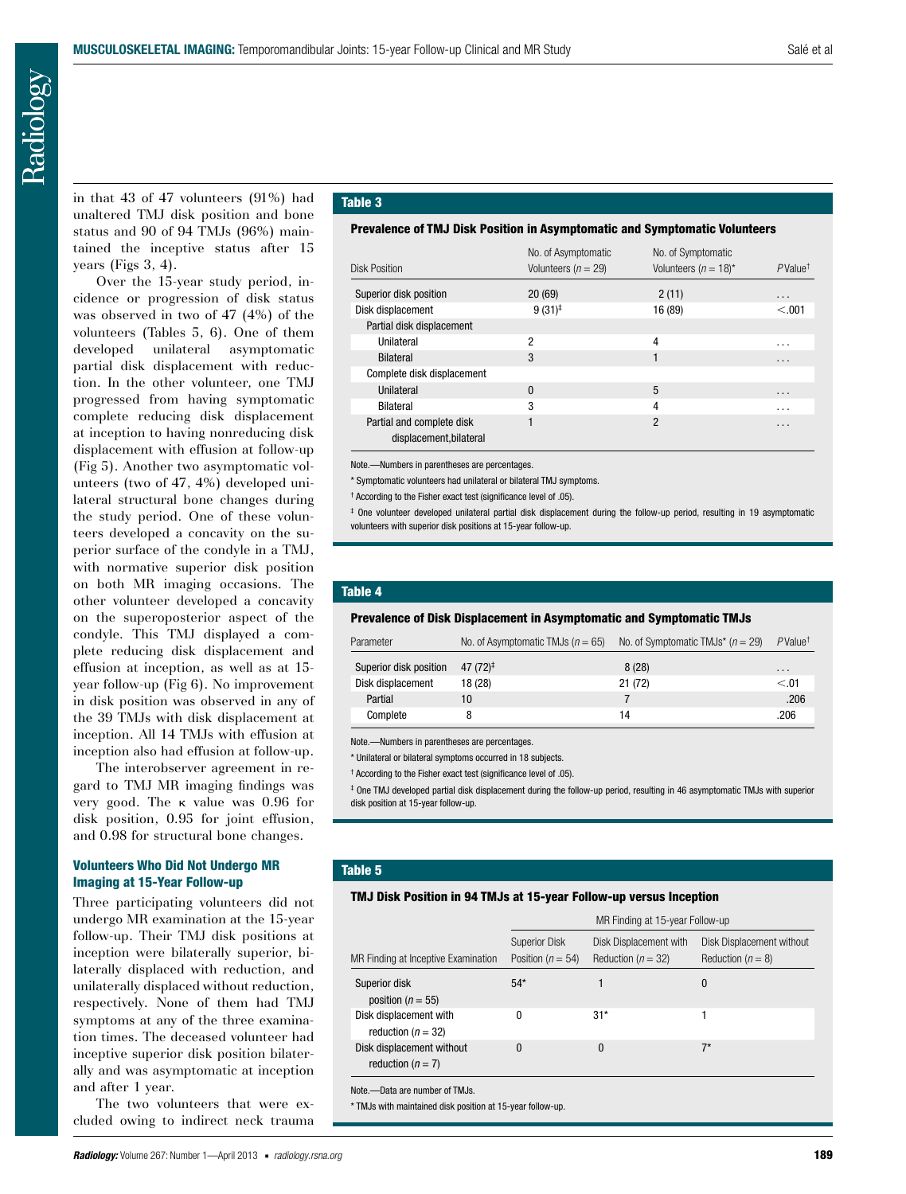in that 43 of 47 volunteers (91%) had unaltered TMJ disk position and bone status and 90 of 94 TMJs (96%) maintained the inceptive status after 15 years (Figs 3, 4).

Over the 15-year study period, incidence or progression of disk status was observed in two of 47 (4%) of the volunteers (Tables 5, 6). One of them developed unilateral asymptomatic partial disk displacement with reduction. In the other volunteer, one TMJ progressed from having symptomatic complete reducing disk displacement at inception to having nonreducing disk displacement with effusion at follow-up (Fig 5). Another two asymptomatic volunteers (two of 47, 4%) developed unilateral structural bone changes during the study period. One of these volunteers developed a concavity on the superior surface of the condyle in a TMJ, with normative superior disk position on both MR imaging occasions. The other volunteer developed a concavity on the superoposterior aspect of the condyle. This TMJ displayed a complete reducing disk displacement and effusion at inception, as well as at 15-year follow-up (Fig 6). No improvement in disk position was observed in any of the 39 TMJs with disk displacement at inception. All 14 TMJs with effusion at inception also had effusion at follow-up.

The interobserver agreement in regard to TMJ MR imaging findings was very good. The κ value was 0.96 for disk position, 0.95 for joint effusion, and 0.98 for structural bone changes.

### Volunteers Who Did Not Undergo MR Imaging at 15-Year Follow-up

Three participating volunteers did not undergo MR examination at the 15-year follow-up. Their TMJ disk positions at inception were bilaterally superior, bilaterally displaced with reduction, and unilaterally displaced without reduction, respectively. None of them had TMJ symptoms at any of the three examination times. The deceased volunteer had inceptive superior disk position bilaterally and was asymptomatic at inception and after 1 year.

The two volunteers that were excluded owing to indirect neck trauma

**Table 3**

**Prevalence of TMJ Disk Position in Asymptomatic and Symptomatic Volunteers**

| Disk Position | No. of Asymptomatic Volunteers ($n = 29$) | No. of Symptomatic Volunteers ($n = 18$)* | *P* Value† |
|---|---|---|---|
| Superior disk position | 20 (69) | 2 (11) | ... |
| Disk displacement | 9 (31)‡ | 16 (89) | <.001 |
| Partial disk displacement | | | |
| Unilateral | 2 | 4 | ... |
| Bilateral | 3 | 1 | ... |
| Complete disk displacement | | | |
| Unilateral | 0 | 5 | ... |
| Bilateral | 3 | 4 | ... |
| Partial and complete disk displacement,bilateral | 1 | 2 | ... |

Note.—Numbers in parentheses are percentages.

\* Symptomatic volunteers had unilateral or bilateral TMJ symptoms.

† According to the Fisher exact test (significance level of .05).

‡ One volunteer developed unilateral partial disk displacement during the follow-up period, resulting in 19 asymptomatic volunteers with superior disk positions at 15-year follow-up.

**Table 4**

**Prevalence of Disk Displacement in Asymptomatic and Symptomatic TMJs**

| Parameter | No. of Asymptomatic TMJs ($n = 65$) | No. of Symptomatic TMJs* ($n = 29$) | *P* Value† |
|---|---|---|---|
| Superior disk position | 47 (72)‡ | 8 (28) | ... |
| Disk displacement | 18 (28) | 21 (72) | <.01 |
| Partial | 10 | 7 | .206 |
| Complete | 8 | 14 | .206 |

Note.—Numbers in parentheses are percentages.

\* Unilateral or bilateral symptoms occurred in 18 subjects.

† According to the Fisher exact test (significance level of .05).

‡ One TMJ developed partial disk displacement during the follow-up period, resulting in 46 asymptomatic TMJs with superior disk position at 15-year follow-up.

**Table 5**

**TMJ Disk Position in 94 TMJs at 15-year Follow-up versus Inception**

| | MR Finding at 15-year Follow-up | | |
|---|---|---|---|
| MR Finding at Inceptive Examination | Superior Disk Position ($n = 54$) | Disk Displacement with Reduction ($n = 32$) | Disk Displacement without Reduction ($n = 8$) |
| Superior disk position ($n = 55$) | 54* | 1 | 0 |
| Disk displacement with reduction ($n = 32$) | 0 | 31* | 1 |
| Disk displacement without reduction ($n = 7$) | 0 | 0 | 7* |

Note.—Data are number of TMJs.

\* TMJs with maintained disk position at 15-year follow-up.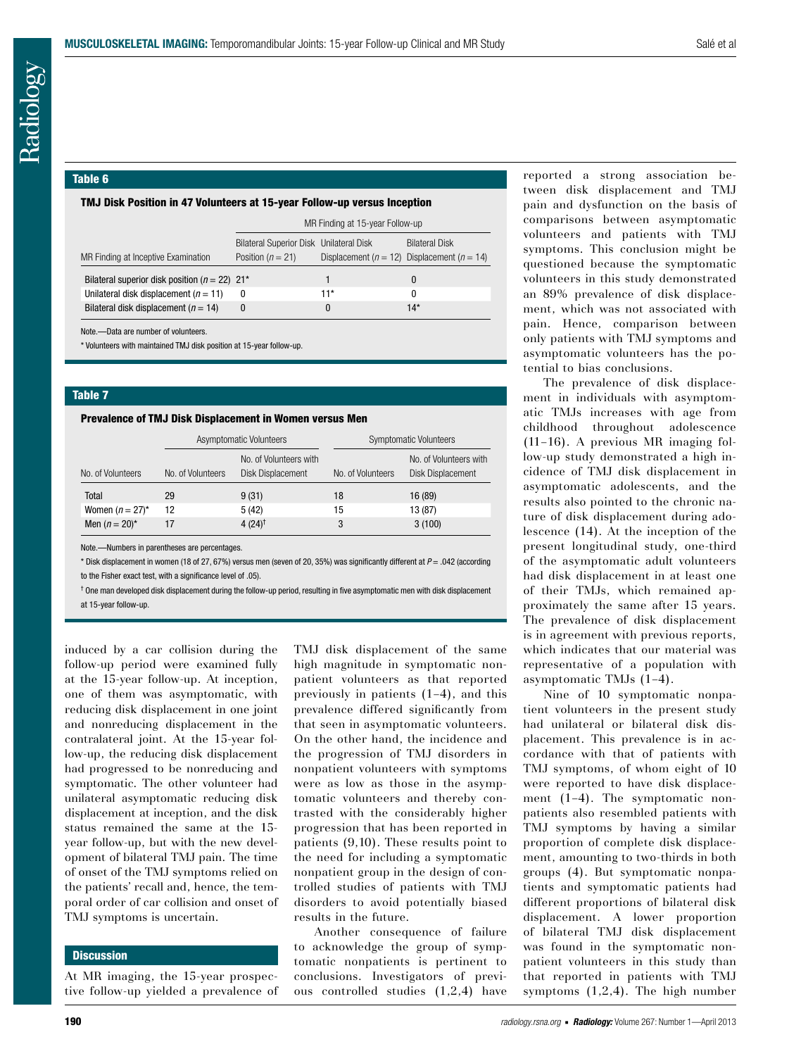**Table 6**

**TMJ Disk Position in 47 Volunteers at 15-year Follow-up versus Inception**

| MR Finding at Inceptive Examination | MR Finding at 15-year Follow-up | | |
|---|---|---|---|
| | Bilateral Superior Disk Position ($n = 21$) | Unilateral Disk Displacement ($n = 12$) | Bilateral Disk Displacement ($n = 14$) |
| Bilateral superior disk position ($n = 22$) | 21* | 1 | 0 |
| Unilateral disk displacement ($n = 11$) | 0 | 11* | 0 |
| Bilateral disk displacement ($n = 14$) | 0 | 0 | 14* |

Note.—Data are number of volunteers.

\* Volunteers with maintained TMJ disk position at 15-year follow-up.

**Table 7**

**Prevalence of TMJ Disk Displacement in Women versus Men**

| No. of Volunteers | Asymptomatic Volunteers | | Symptomatic Volunteers | |
|---|---|---|---|---|
| | No. of Volunteers | No. of Volunteers with Disk Displacement | No. of Volunteers | No. of Volunteers with Disk Displacement |
| Total | 29 | 9 (31) | 18 | 16 (89) |
| Women ($n = 27$)* | 12 | 5 (42) | 15 | 13 (87) |
| Men ($n = 20$)* | 17 | 4 (24)† | 3 | 3 (100) |

Note.—Numbers in parentheses are percentages.

\* Disk displacement in women (18 of 27, 67%) versus men (seven of 20, 35%) was significantly different at $P = .042$ (according to the Fisher exact test, with a significance level of .05).

† One man developed disk displacement during the follow-up period, resulting in five asymptomatic men with disk displacement at 15-year follow-up.

induced by a car collision during the follow-up period were examined fully at the 15-year follow-up. At inception, one of them was asymptomatic, with reducing disk displacement in one joint and nonreducing displacement in the contralateral joint. At the 15-year follow-up, the reducing disk displacement had progressed to be nonreducing and symptomatic. The other volunteer had unilateral asymptomatic reducing disk displacement at inception, and the disk status remained the same at the 15-year follow-up, but with the new development of bilateral TMJ pain. The time of onset of the TMJ symptoms relied on the patients' recall and, hence, the temporal order of car collision and onset of TMJ symptoms is uncertain.

## Discussion

At MR imaging, the 15-year prospective follow-up yielded a prevalence of TMJ disk displacement of the same high magnitude in symptomatic nonpatient volunteers as that reported previously in patients (1–4), and this prevalence differed significantly from that seen in asymptomatic volunteers. On the other hand, the incidence and the progression of TMJ disorders in nonpatient volunteers with symptoms were as low as those in the asymptomatic volunteers and thereby contrasted with the considerably higher progression that has been reported in patients (9,10). These results point to the need for including a symptomatic nonpatient group in the design of controlled studies of patients with TMJ disorders to avoid potentially biased results in the future.

Another consequence of failure to acknowledge the group of symptomatic nonpatients is pertinent to conclusions. Investigators of previous controlled studies (1,2,4) have reported a strong association between disk displacement and TMJ pain and dysfunction on the basis of comparisons between asymptomatic volunteers and patients with TMJ symptoms. This conclusion might be questioned because the symptomatic volunteers in this study demonstrated an 89% prevalence of disk displacement, which was not associated with pain. Hence, comparison between only patients with TMJ symptoms and asymptomatic volunteers has the potential to bias conclusions.

The prevalence of disk displacement in individuals with asymptomatic TMJs increases with age from childhood throughout adolescence (11–16). A previous MR imaging follow-up study demonstrated a high incidence of TMJ disk displacement in asymptomatic adolescents, and the results also pointed to the chronic nature of disk displacement during adolescence (14). At the inception of the present longitudinal study, one-third of the asymptomatic adult volunteers had disk displacement in at least one of their TMJs, which remained approximately the same after 15 years. The prevalence of disk displacement is in agreement with previous reports, which indicates that our material was representative of a population with asymptomatic TMJs (1–4).

Nine of 10 symptomatic nonpatient volunteers in the present study had unilateral or bilateral disk displacement. This prevalence is in accordance with that of patients with TMJ symptoms, of whom eight of 10 were reported to have disk displacement (1–4). The symptomatic nonpatients also resembled patients with TMJ symptoms by having a similar proportion of complete disk displacement, amounting to two-thirds in both groups (4). But symptomatic nonpatients and symptomatic patients had different proportions of bilateral disk displacement. A lower proportion of bilateral TMJ disk displacement was found in the symptomatic nonpatient volunteers in this study than that reported in patients with TMJ symptoms (1,2,4). The high number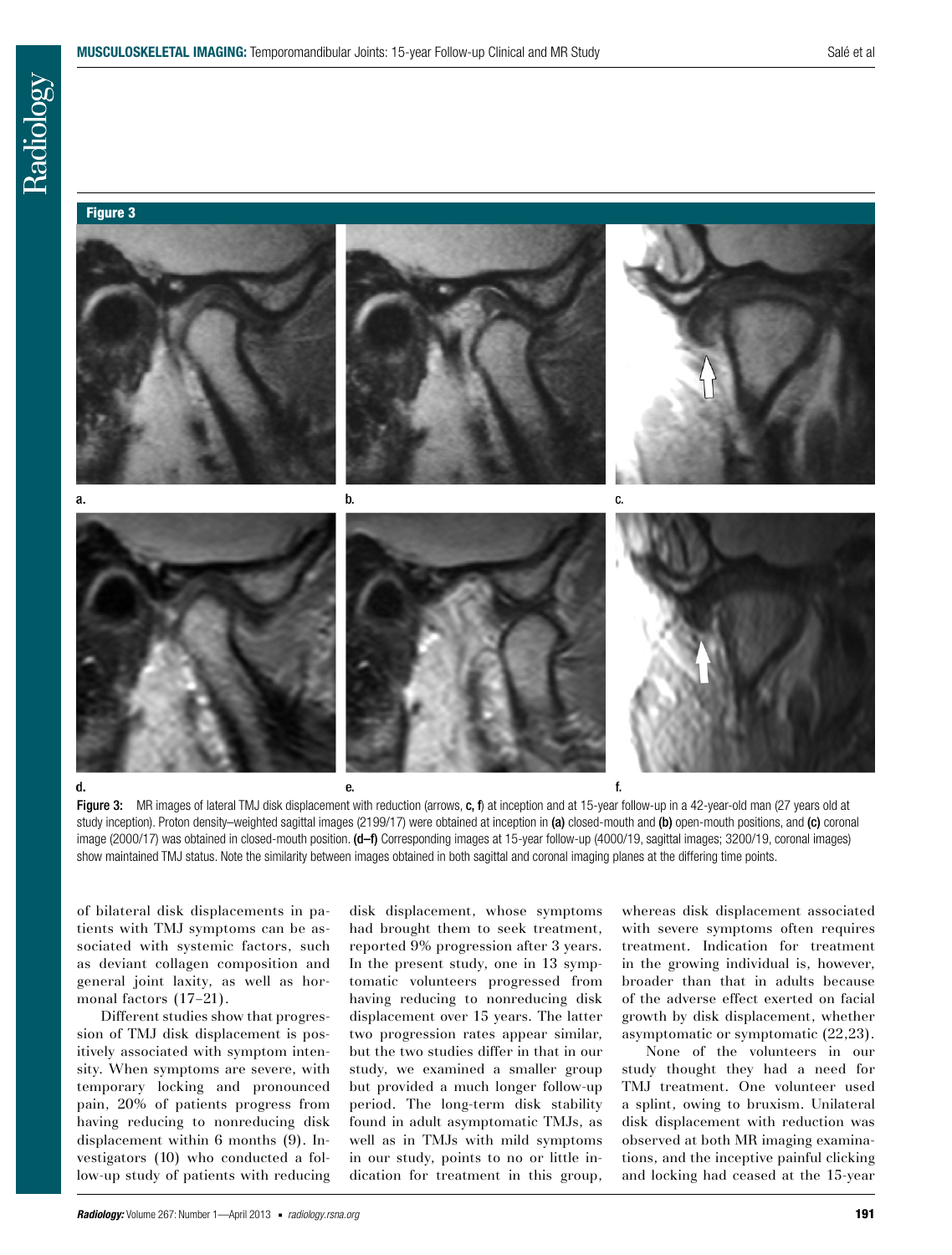**Figure 3**

Figure 3: MR images of lateral TMJ disk displacement with reduction (arrows, **c, f**) at inception and at 15-year follow-up in a 42-year-old man (27 years old at study inception). Proton density–weighted sagittal images (2199/17) were obtained at inception in **(a)** closed-mouth and **(b)** open-mouth positions, and **(c)** coronal image (2000/17) was obtained in closed-mouth position. **(d–f)** Corresponding images at 15-year follow-up (4000/19, sagittal images; 3200/19, coronal images) show maintained TMJ status. Note the similarity between images obtained in both sagittal and coronal imaging planes at the differing time points.

of bilateral disk displacements in patients with TMJ symptoms can be associated with systemic factors, such as deviant collagen composition and general joint laxity, as well as hormonal factors (17–21).

Different studies show that progression of TMJ disk displacement is positively associated with symptom intensity. When symptoms are severe, with temporary locking and pronounced pain, 20% of patients progress from having reducing to nonreducing disk displacement within 6 months (9). Investigators (10) who conducted a follow-up study of patients with reducing disk displacement, whose symptoms had brought them to seek treatment, reported 9% progression after 3 years. In the present study, one in 13 symptomatic volunteers progressed from having reducing to nonreducing disk displacement over 15 years. The latter two progression rates appear similar, but the two studies differ in that in our study, we examined a smaller group but provided a much longer follow-up period. The long-term disk stability found in adult asymptomatic TMJs, as well as in TMJs with mild symptoms in our study, points to no or little indication for treatment in this group, whereas disk displacement associated with severe symptoms often requires treatment. Indication for treatment in the growing individual is, however, broader than that in adults because of the adverse effect exerted on facial growth by disk displacement, whether asymptomatic or symptomatic (22,23).

None of the volunteers in our study thought they had a need for TMJ treatment. One volunteer used a splint, owing to bruxism. Unilateral disk displacement with reduction was observed at both MR imaging examinations, and the inceptive painful clicking and locking had ceased at the 15-year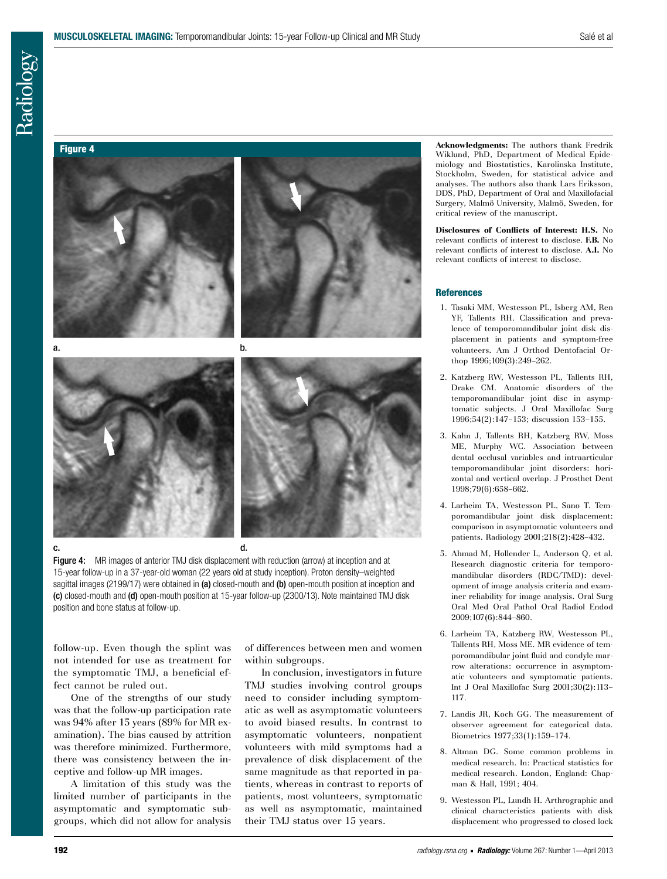**Figure 4**

a.

b.

c.

d.

Figure 4: MR images of anterior TMJ disk displacement with reduction (arrow) at inception and at 15-year follow-up in a 37-year-old woman (22 years old at study inception). Proton density–weighted sagittal images (2199/17) were obtained in **(a)** closed-mouth and **(b)** open-mouth position at inception and **(c)** closed-mouth and **(d)** open-mouth position at 15-year follow-up (2300/13). Note maintained TMJ disk position and bone status at follow-up.

follow-up. Even though the splint was not intended for use as treatment for the symptomatic TMJ, a beneficial effect cannot be ruled out.

One of the strengths of our study was that the follow-up participation rate was 94% after 15 years (89% for MR examination). The bias caused by attrition was therefore minimized. Furthermore, there was consistency between the inceptive and follow-up MR images.

A limitation of this study was the limited number of participants in the asymptomatic and symptomatic subgroups, which did not allow for analysis of differences between men and women within subgroups.

In conclusion, investigators in future TMJ studies involving control groups need to consider including symptomatic as well as asymptomatic volunteers to avoid biased results. In contrast to asymptomatic volunteers, nonpatient volunteers with mild symptoms had a prevalence of disk displacement of the same magnitude as that reported in patients, whereas in contrast to reports of patients, most volunteers, symptomatic as well as asymptomatic, maintained their TMJ status over 15 years.

**Acknowledgments:** The authors thank Fredrik Wiklund, PhD, Department of Medical Epidemiology and Biostatistics, Karolinska Institute, Stockholm, Sweden, for statistical advice and analyses. The authors also thank Lars Eriksson, DDS, PhD, Department of Oral and Maxillofacial Surgery, Malmö University, Malmö, Sweden, for critical review of the manuscript.

**Disclosures of Conflicts of Interest: H.S.** No relevant conflicts of interest to disclose. **F.B.** No relevant conflicts of interest to disclose. **A.I.** No relevant conflicts of interest to disclose.

## References

1. Tasaki MM, Westesson PL, Isberg AM, Ren YF, Tallents RH. Classification and prevalence of temporomandibular joint disk displacement in patients and symptom-free volunteers. Am J Orthod Dentofacial Orthop 1996;109(3):249–262.
2. Katzberg RW, Westesson PL, Tallents RH, Drake CM. Anatomic disorders of the temporomandibular joint disc in asymptomatic subjects. J Oral Maxillofac Surg 1996;54(2):147–153; discussion 153–155.
3. Kahn J, Tallents RH, Katzberg RW, Moss ME, Murphy WC. Association between dental occlusal variables and intraarticular temporomandibular joint disorders: horizontal and vertical overlap. J Prosthet Dent 1998;79(6):658–662.
4. Larheim TA, Westesson PL, Sano T. Temporomandibular joint disk displacement: comparison in asymptomatic volunteers and patients. Radiology 2001;218(2):428–432.
5. Ahmad M, Hollender L, Anderson Q, et al. Research diagnostic criteria for temporomandibular disorders (RDC/TMD): development of image analysis criteria and examiner reliability for image analysis. Oral Surg Oral Med Oral Pathol Oral Radiol Endod 2009;107(6):844–860.
6. Larheim TA, Katzberg RW, Westesson PL, Tallents RH, Moss ME. MR evidence of temporomandibular joint fluid and condyle marrow alterations: occurrence in asymptomatic volunteers and symptomatic patients. Int J Oral Maxillofac Surg 2001;30(2):113–117.
7. Landis JR, Koch GG. The measurement of observer agreement for categorical data. Biometrics 1977;33(1):159–174.
8. Altman DG. Some common problems in medical research. In: Practical statistics for medical research. London, England: Chapman & Hall, 1991; 404.
9. Westesson PL, Lundh H. Arthrographic and clinical characteristics patients with disk displacement who progressed to closed lock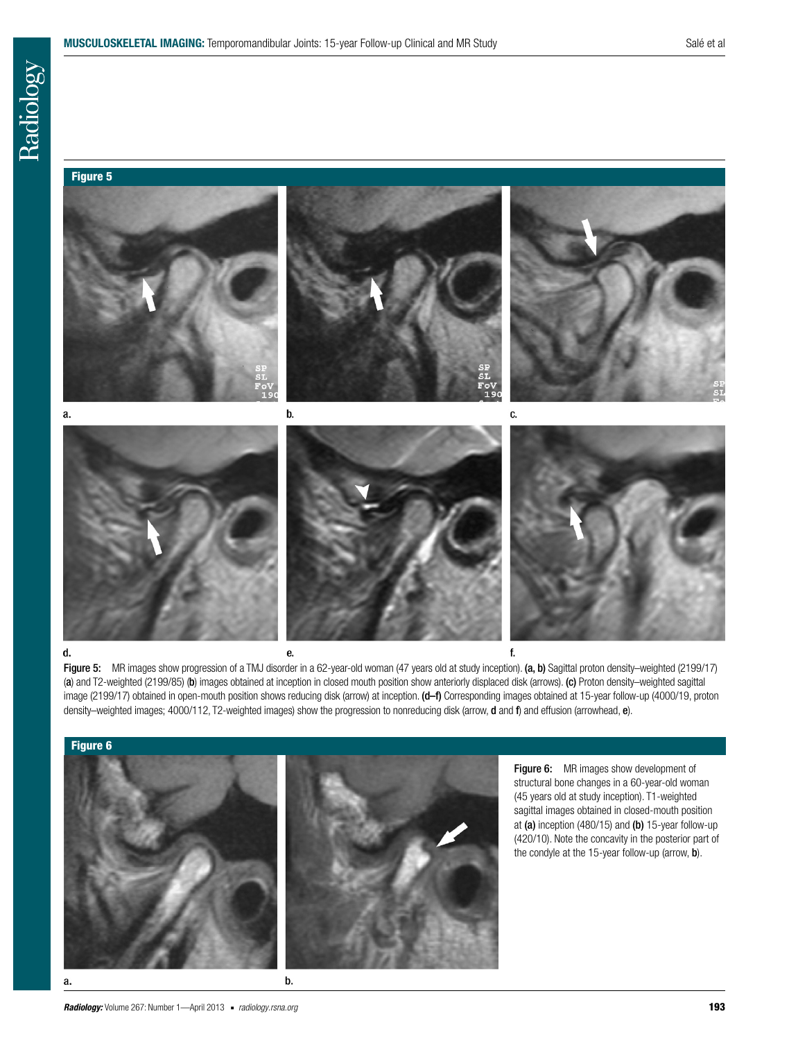## Figure 5

Figure 5: MR images show progression of a TMJ disorder in a 62-year-old woman (47 years old at study inception). **(a, b)** Sagittal proton density–weighted (2199/17) (**a**) and T2-weighted (2199/85) (**b**) images obtained at inception in closed mouth position show anteriorly displaced disk (arrows). **(c)** Proton density–weighted sagittal image (2199/17) obtained in open-mouth position shows reducing disk (arrow) at inception. **(d–f)** Corresponding images obtained at 15-year follow-up (4000/19, proton density–weighted images; 4000/112, T2-weighted images) show the progression to nonreducing disk (arrow, **d** and **f**) and effusion (arrowhead, **e**).

## Figure 6

Figure 6: MR images show development of structural bone changes in a 60-year-old woman (45 years old at study inception). T1-weighted sagittal images obtained in closed-mouth position at **(a)** inception (480/15) and **(b)** 15-year follow-up (420/10). Note the concavity in the posterior part of the condyle at the 15-year follow-up (arrow, **b**).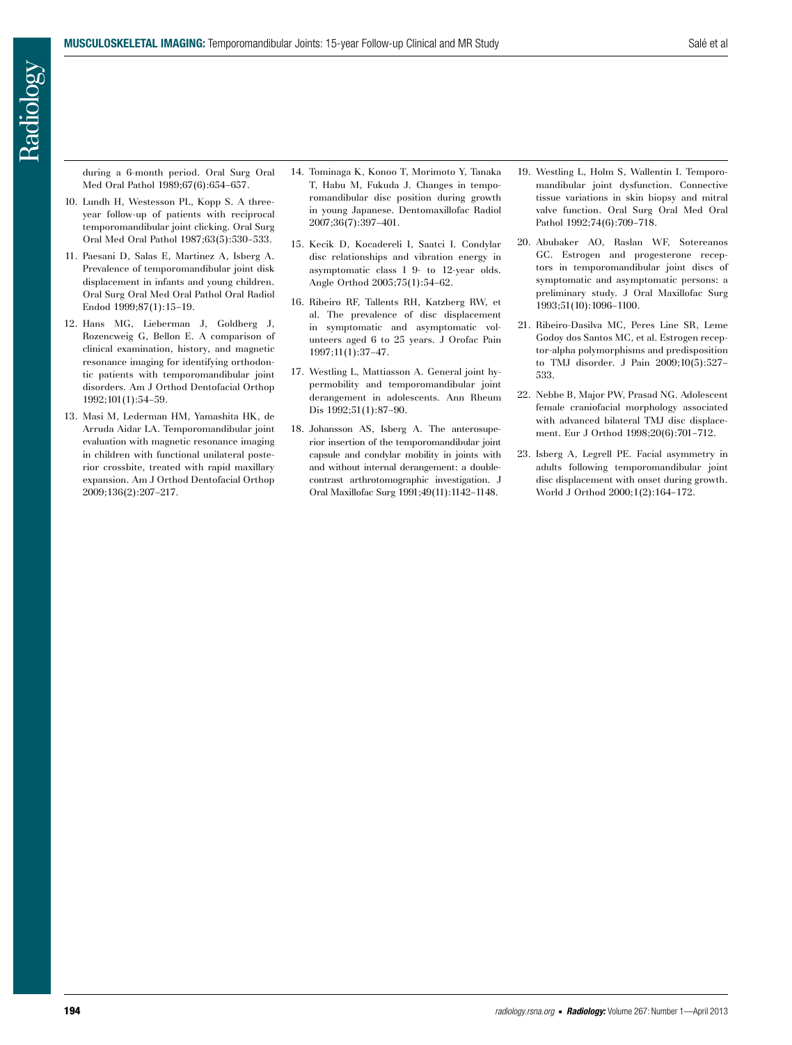during a 6-month period. Oral Surg Oral Med Oral Pathol 1989;67(6):654–657.

10. Lundh H, Westesson PL, Kopp S. A three-year follow-up of patients with reciprocal temporomandibular joint clicking. Oral Surg Oral Med Oral Pathol 1987;63(5):530–533.

11. Paesani D, Salas E, Martinez A, Isberg A. Prevalence of temporomandibular joint disk displacement in infants and young children. Oral Surg Oral Med Oral Pathol Oral Radiol Endod 1999;87(1):15–19.

12. Hans MG, Lieberman J, Goldberg J, Rozencweig G, Bellon E. A comparison of clinical examination, history, and magnetic resonance imaging for identifying orthodontic patients with temporomandibular joint disorders. Am J Orthod Dentofacial Orthop 1992;101(1):54–59.

13. Masi M, Lederman HM, Yamashita HK, de Arruda Aidar LA. Temporomandibular joint evaluation with magnetic resonance imaging in children with functional unilateral posterior crossbite, treated with rapid maxillary expansion. Am J Orthod Dentofacial Orthop 2009;136(2):207–217.

14. Tominaga K, Konoo T, Morimoto Y, Tanaka T, Habu M, Fukuda J. Changes in temporomandibular disc position during growth in young Japanese. Dentomaxillofac Radiol 2007;36(7):397–401.

15. Kecik D, Kocadereli I, Saatci I. Condylar disc relationships and vibration energy in asymptomatic class I 9- to 12-year olds. Angle Orthod 2005;75(1):54–62.

16. Ribeiro RF, Tallents RH, Katzberg RW, et al. The prevalence of disc displacement in symptomatic and asymptomatic volunteers aged 6 to 25 years. J Orofac Pain 1997;11(1):37–47.

17. Westling L, Mattiasson A. General joint hypermobility and temporomandibular joint derangement in adolescents. Ann Rheum Dis 1992;51(1):87–90.

18. Johansson AS, Isberg A. The anterosuperior insertion of the temporomandibular joint capsule and condylar mobility in joints with and without internal derangement: a double-contrast arthrotomographic investigation. J Oral Maxillofac Surg 1991;49(11):1142–1148.

19. Westling L, Holm S, Wallentin I. Temporomandibular joint dysfunction. Connective tissue variations in skin biopsy and mitral valve function. Oral Surg Oral Med Oral Pathol 1992;74(6):709–718.

20. Abubaker AO, Raslan WF, Sotereanos GC. Estrogen and progesterone receptors in temporomandibular joint discs of symptomatic and asymptomatic persons: a preliminary study. J Oral Maxillofac Surg 1993;51(10):1096–1100.

21. Ribeiro-Dasilva MC, Peres Line SR, Leme Godoy dos Santos MC, et al. Estrogen receptor-alpha polymorphisms and predisposition to TMJ disorder. J Pain 2009;10(5):527–533.

22. Nebbe B, Major PW, Prasad NG. Adolescent female craniofacial morphology associated with advanced bilateral TMJ disc displacement. Eur J Orthod 1998;20(6):701–712.

23. Isberg A, Legrell PE. Facial asymmetry in adults following temporomandibular joint disc displacement with onset during growth. World J Orthod 2000;1(2):164–172.